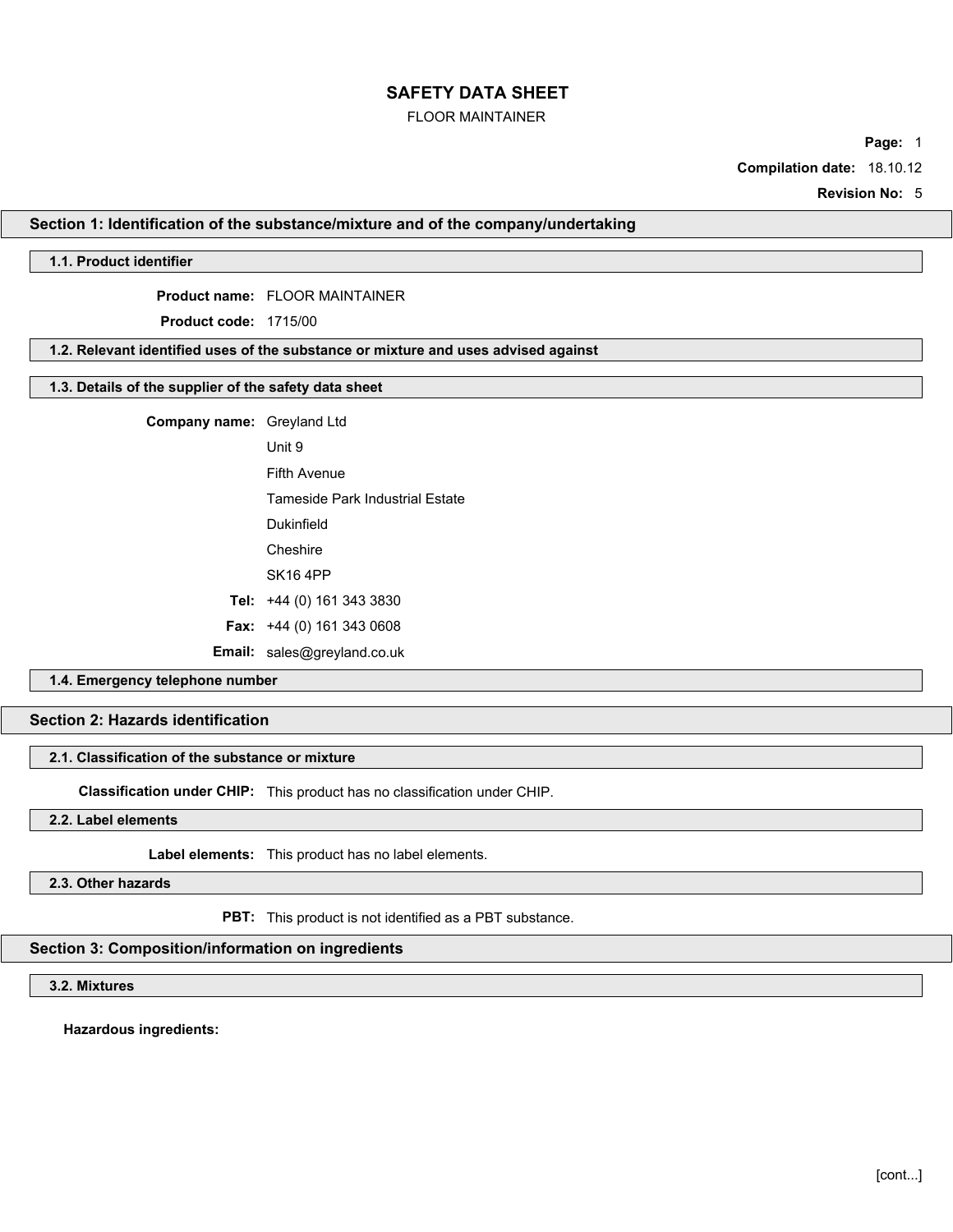# SAFETY DATA SHEET

FLOOR MAINTAINER

**Compilation date:** 18.10.12

**Revision No:** 5

## Section 1: Identification of the substance/mixture and of the company/undertaking

### 1.1. Product identifier

**Product name:** FLOOR MAINTAINER

**Product code:** 1715/00

### 1.2. Relevant identified uses of the substance or mixture and uses advised against

### 1.3. Details of the supplier of the safety data sheet

**Company name:** Greyland Ltd

Unit 9

Fifth Avenue

Tameside Park Industrial Estate

Dukinfield

Cheshire

SK16 4PP

**Tel:** +44 (0) 161 343 3830

**Fax:** +44 (0) 161 343 0608

**Email:** sales@greyland.co.uk

### 1.4. Emergency telephone number

## Section 2: Hazards identification

### 2.1. Classification of the substance or mixture

**Classification under CHIP:** This product has no classification under CHIP.

### 2.2. Label elements

**Label elements:** This product has no label elements.

### 2.3. Other hazards

**PBT:** This product is not identified as a PBT substance.

## Section 3: Composition/information on ingredients

### 3.2. Mixtures

**Hazardous ingredients:**

[cont...]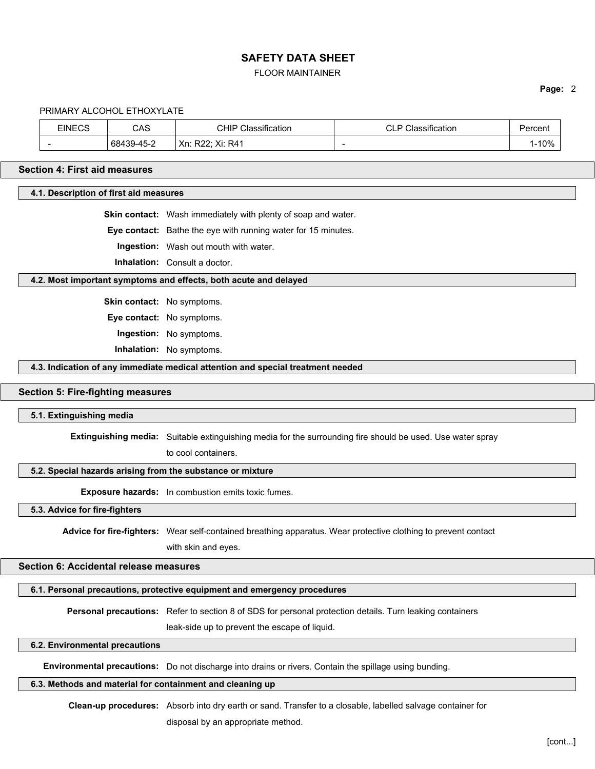PRIMARY ALCOHOL ETHOXYLATE

| EINECS | CAS | CHIP Classification | CLP Classification | Percent |
|---|---|---|---|---|
| - | 68439-45-2 | Xn: R22; Xi: R41 | - | 1-10% |

## Section 4: First aid measures

### 4.1. Description of first aid measures

**Skin contact:** Wash immediately with plenty of soap and water.

**Eye contact:** Bathe the eye with running water for 15 minutes.

**Ingestion:** Wash out mouth with water.

**Inhalation:** Consult a doctor.

### 4.2. Most important symptoms and effects, both acute and delayed

**Skin contact:** No symptoms.

**Eye contact:** No symptoms.

**Ingestion:** No symptoms.

**Inhalation:** No symptoms.

### 4.3. Indication of any immediate medical attention and special treatment needed

## Section 5: Fire-fighting measures

### 5.1. Extinguishing media

**Extinguishing media:** Suitable extinguishing media for the surrounding fire should be used. Use water spray to cool containers.

### 5.2. Special hazards arising from the substance or mixture

**Exposure hazards:** In combustion emits toxic fumes.

### 5.3. Advice for fire-fighters

**Advice for fire-fighters:** Wear self-contained breathing apparatus. Wear protective clothing to prevent contact with skin and eyes.

## Section 6: Accidental release measures

### 6.1. Personal precautions, protective equipment and emergency procedures

**Personal precautions:** Refer to section 8 of SDS for personal protection details. Turn leaking containers leak-side up to prevent the escape of liquid.

### 6.2. Environmental precautions

**Environmental precautions:** Do not discharge into drains or rivers. Contain the spillage using bunding.

### 6.3. Methods and material for containment and cleaning up

**Clean-up procedures:** Absorb into dry earth or sand. Transfer to a closable, labelled salvage container for disposal by an appropriate method.

[cont...]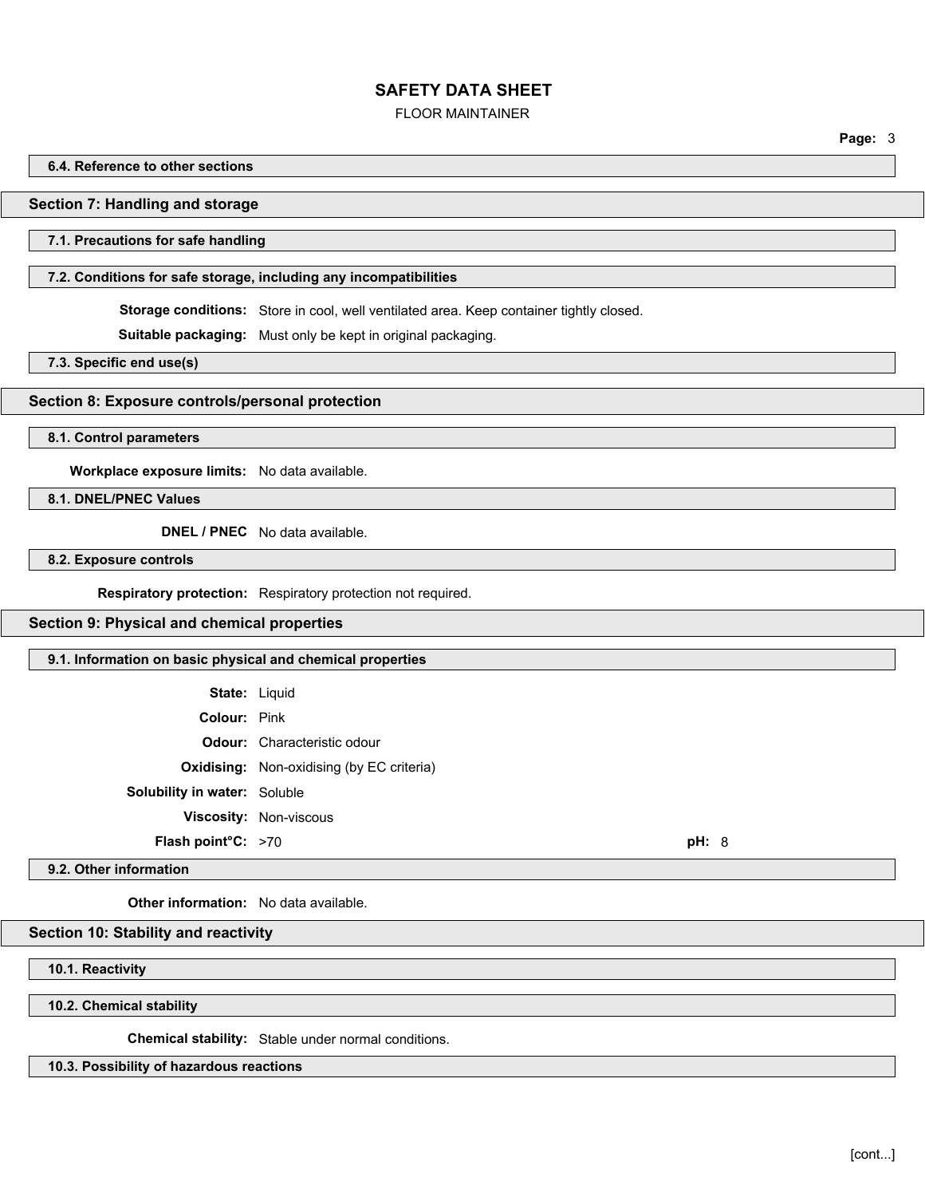### 6.4. Reference to other sections

## Section 7: Handling and storage

### 7.1. Precautions for safe handling

### 7.2. Conditions for safe storage, including any incompatibilities

**Storage conditions:** Store in cool, well ventilated area. Keep container tightly closed.

**Suitable packaging:** Must only be kept in original packaging.

### 7.3. Specific end use(s)

## Section 8: Exposure controls/personal protection

### 8.1. Control parameters

**Workplace exposure limits:** No data available.

### 8.1. DNEL/PNEC Values

**DNEL / PNEC** No data available.

### 8.2. Exposure controls

**Respiratory protection:** Respiratory protection not required.

## Section 9: Physical and chemical properties

### 9.1. Information on basic physical and chemical properties

**State:** Liquid

**Colour:** Pink

**Odour:** Characteristic odour

**Oxidising:** Non-oxidising (by EC criteria)

**Solubility in water:** Soluble

**Viscosity:** Non-viscous

**Flash point°C:** >70 **pH:** 8

### 9.2. Other information

**Other information:** No data available.

## Section 10: Stability and reactivity

### 10.1. Reactivity

### 10.2. Chemical stability

**Chemical stability:** Stable under normal conditions.

### 10.3. Possibility of hazardous reactions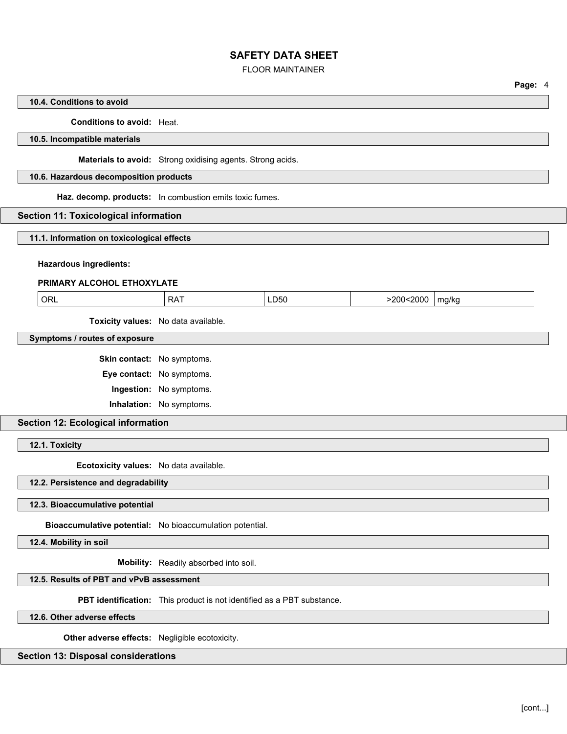### 10.4. Conditions to avoid

**Conditions to avoid:** Heat.

### 10.5. Incompatible materials

**Materials to avoid:** Strong oxidising agents. Strong acids.

### 10.6. Hazardous decomposition products

**Haz. decomp. products:** In combustion emits toxic fumes.

## Section 11: Toxicological information

### 11.1. Information on toxicological effects

**Hazardous ingredients:**

**PRIMARY ALCOHOL ETHOXYLATE**

| ORL | RAT | LD50 | >200<2000 | mg/kg |
|---|---|---|---|---|

**Toxicity values:** No data available.

### Symptoms / routes of exposure

**Skin contact:** No symptoms.

**Eye contact:** No symptoms.

**Ingestion:** No symptoms.

**Inhalation:** No symptoms.

## Section 12: Ecological information

### 12.1. Toxicity

**Ecotoxicity values:** No data available.

### 12.2. Persistence and degradability

### 12.3. Bioaccumulative potential

**Bioaccumulative potential:** No bioaccumulation potential.

### 12.4. Mobility in soil

**Mobility:** Readily absorbed into soil.

### 12.5. Results of PBT and vPvB assessment

**PBT identification:** This product is not identified as a PBT substance.

### 12.6. Other adverse effects

**Other adverse effects:** Negligible ecotoxicity.

## Section 13: Disposal considerations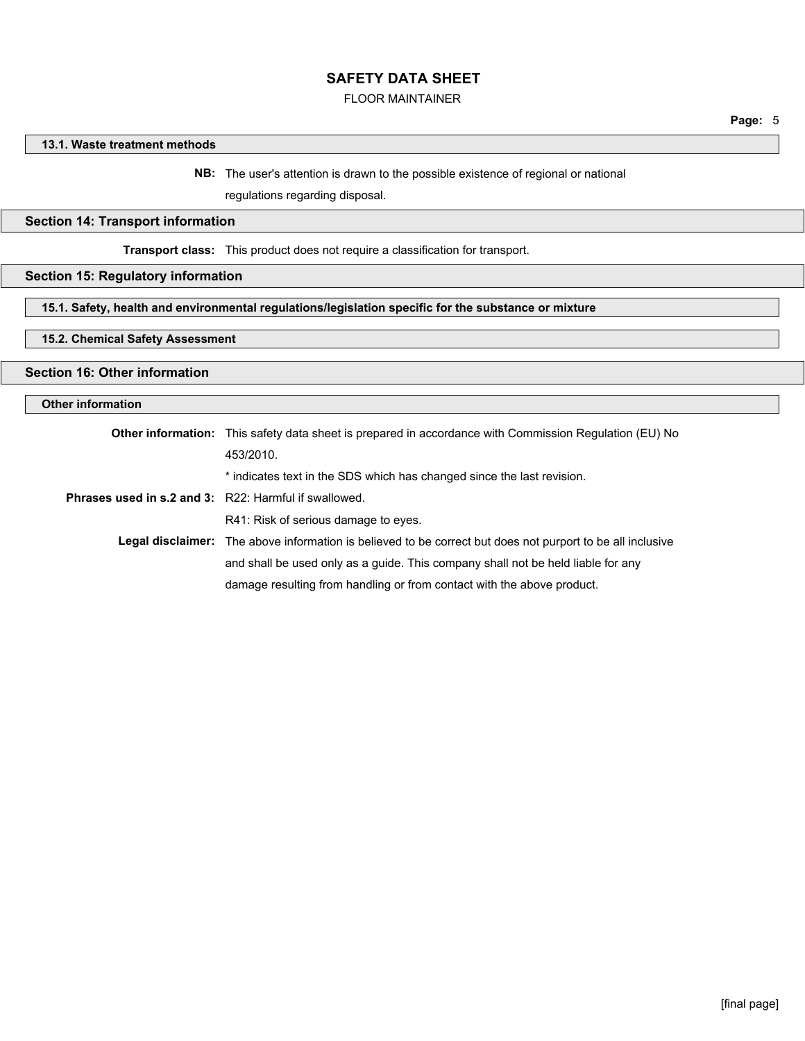### 13.1. Waste treatment methods

**NB:** The user's attention is drawn to the possible existence of regional or national regulations regarding disposal.

## Section 14: Transport information

**Transport class:** This product does not require a classification for transport.

## Section 15: Regulatory information

### 15.1. Safety, health and environmental regulations/legislation specific for the substance or mixture

### 15.2. Chemical Safety Assessment

## Section 16: Other information

### Other information

**Other information:** This safety data sheet is prepared in accordance with Commission Regulation (EU) No 453/2010.

* indicates text in the SDS which has changed since the last revision.

**Phrases used in s.2 and 3:** R22: Harmful if swallowed.

R41: Risk of serious damage to eyes.

**Legal disclaimer:** The above information is believed to be correct but does not purport to be all inclusive and shall be used only as a guide. This company shall not be held liable for any damage resulting from handling or from contact with the above product.

[final page]